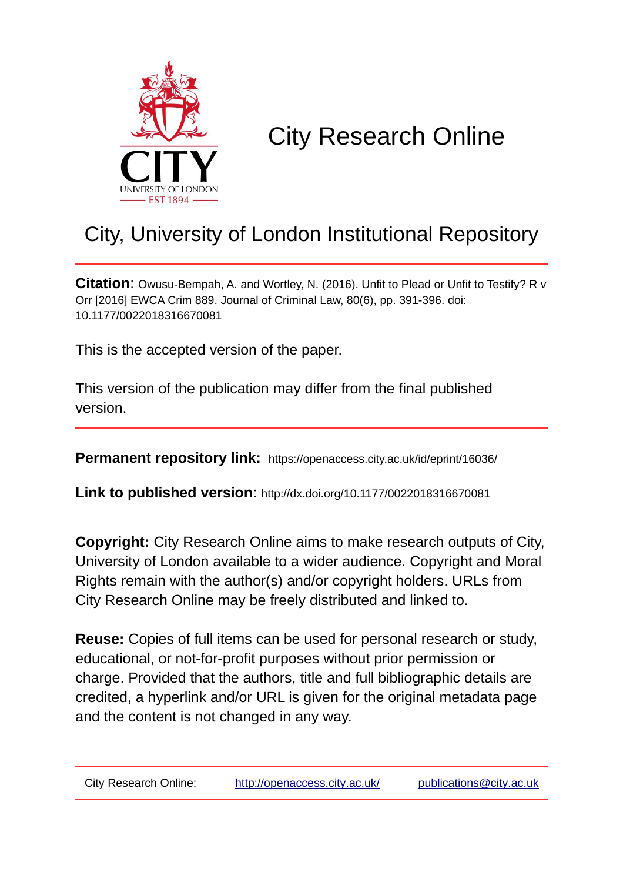# City Research Online

## City, University of London Institutional Repository

**Citation**: Owusu-Bempah, A. and Wortley, N. (2016). Unfit to Plead or Unfit to Testify? R v Orr [2016] EWCA Crim 889. Journal of Criminal Law, 80(6), pp. 391-396. doi: 10.1177/0022018316670081

This is the accepted version of the paper.

This version of the publication may differ from the final published version.

**Permanent repository link:** https://openaccess.city.ac.uk/id/eprint/16036/

**Link to published version**: http://dx.doi.org/10.1177/0022018316670081

**Copyright:** City Research Online aims to make research outputs of City, University of London available to a wider audience. Copyright and Moral Rights remain with the author(s) and/or copyright holders. URLs from City Research Online may be freely distributed and linked to.

**Reuse:** Copies of full items can be used for personal research or study, educational, or not-for-profit purposes without prior permission or charge. Provided that the authors, title and full bibliographic details are credited, a hyperlink and/or URL is given for the original metadata page and the content is not changed in any way.

City Research Online: http://openaccess.city.ac.uk/ publications@city.ac.uk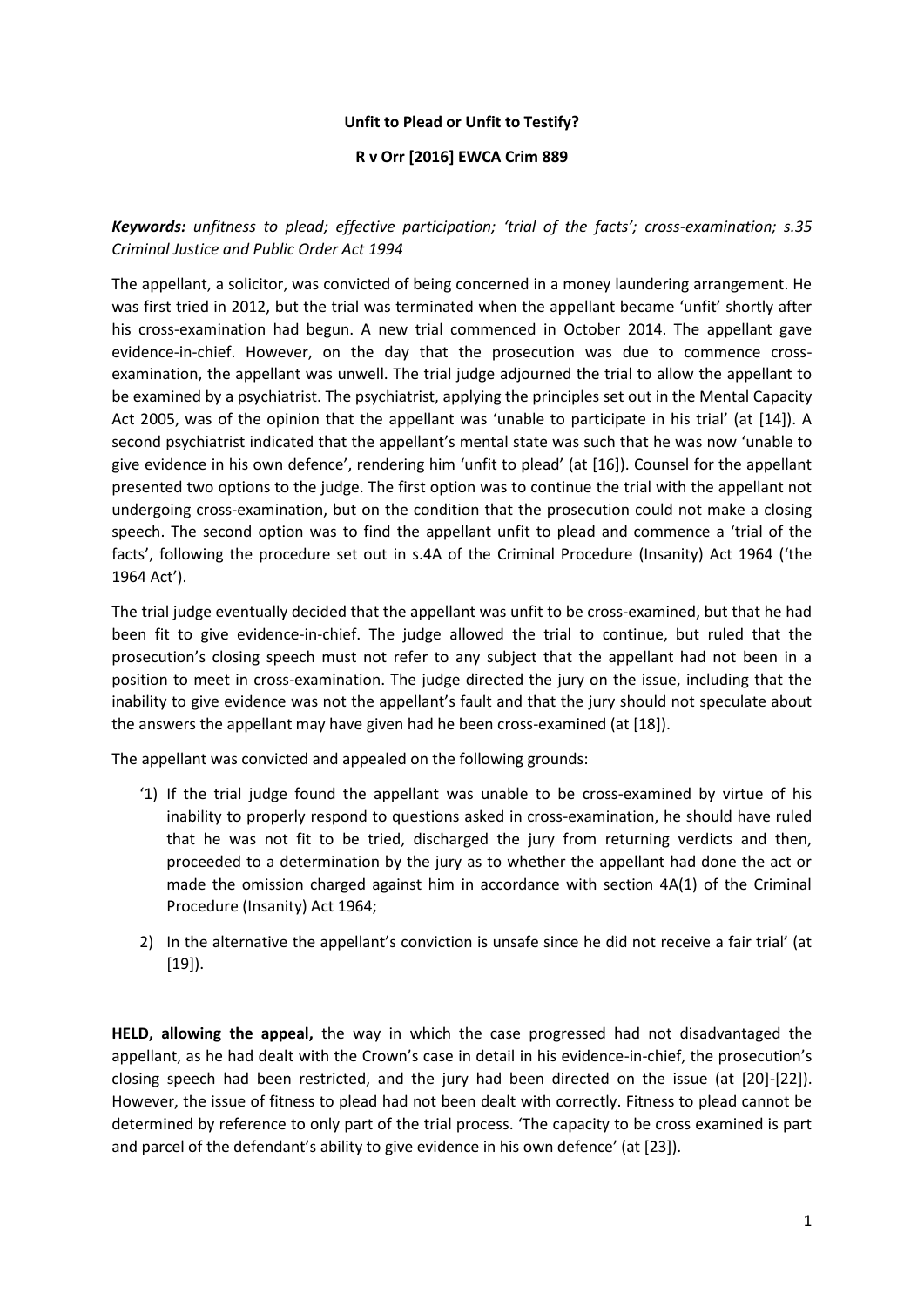**Unfit to Plead or Unfit to Testify?**

**R v Orr [2016] EWCA Crim 889**

***Keywords:*** *unfitness to plead; effective participation; 'trial of the facts'; cross-examination; s.35 Criminal Justice and Public Order Act 1994*

The appellant, a solicitor, was convicted of being concerned in a money laundering arrangement. He was first tried in 2012, but the trial was terminated when the appellant became 'unfit' shortly after his cross-examination had begun. A new trial commenced in October 2014. The appellant gave evidence-in-chief. However, on the day that the prosecution was due to commence cross-examination, the appellant was unwell. The trial judge adjourned the trial to allow the appellant to be examined by a psychiatrist. The psychiatrist, applying the principles set out in the Mental Capacity Act 2005, was of the opinion that the appellant was 'unable to participate in his trial' (at [14]). A second psychiatrist indicated that the appellant's mental state was such that he was now 'unable to give evidence in his own defence', rendering him 'unfit to plead' (at [16]). Counsel for the appellant presented two options to the judge. The first option was to continue the trial with the appellant not undergoing cross-examination, but on the condition that the prosecution could not make a closing speech. The second option was to find the appellant unfit to plead and commence a 'trial of the facts', following the procedure set out in s.4A of the Criminal Procedure (Insanity) Act 1964 ('the 1964 Act').

The trial judge eventually decided that the appellant was unfit to be cross-examined, but that he had been fit to give evidence-in-chief. The judge allowed the trial to continue, but ruled that the prosecution's closing speech must not refer to any subject that the appellant had not been in a position to meet in cross-examination. The judge directed the jury on the issue, including that the inability to give evidence was not the appellant's fault and that the jury should not speculate about the answers the appellant may have given had he been cross-examined (at [18]).

The appellant was convicted and appealed on the following grounds:

'1) If the trial judge found the appellant was unable to be cross-examined by virtue of his inability to properly respond to questions asked in cross-examination, he should have ruled that he was not fit to be tried, discharged the jury from returning verdicts and then, proceeded to a determination by the jury as to whether the appellant had done the act or made the omission charged against him in accordance with section 4A(1) of the Criminal Procedure (Insanity) Act 1964;

2) In the alternative the appellant's conviction is unsafe since he did not receive a fair trial' (at [19]).

**HELD, allowing the appeal,** the way in which the case progressed had not disadvantaged the appellant, as he had dealt with the Crown's case in detail in his evidence-in-chief, the prosecution's closing speech had been restricted, and the jury had been directed on the issue (at [20]-[22]). However, the issue of fitness to plead had not been dealt with correctly. Fitness to plead cannot be determined by reference to only part of the trial process. 'The capacity to be cross examined is part and parcel of the defendant's ability to give evidence in his own defence' (at [23]).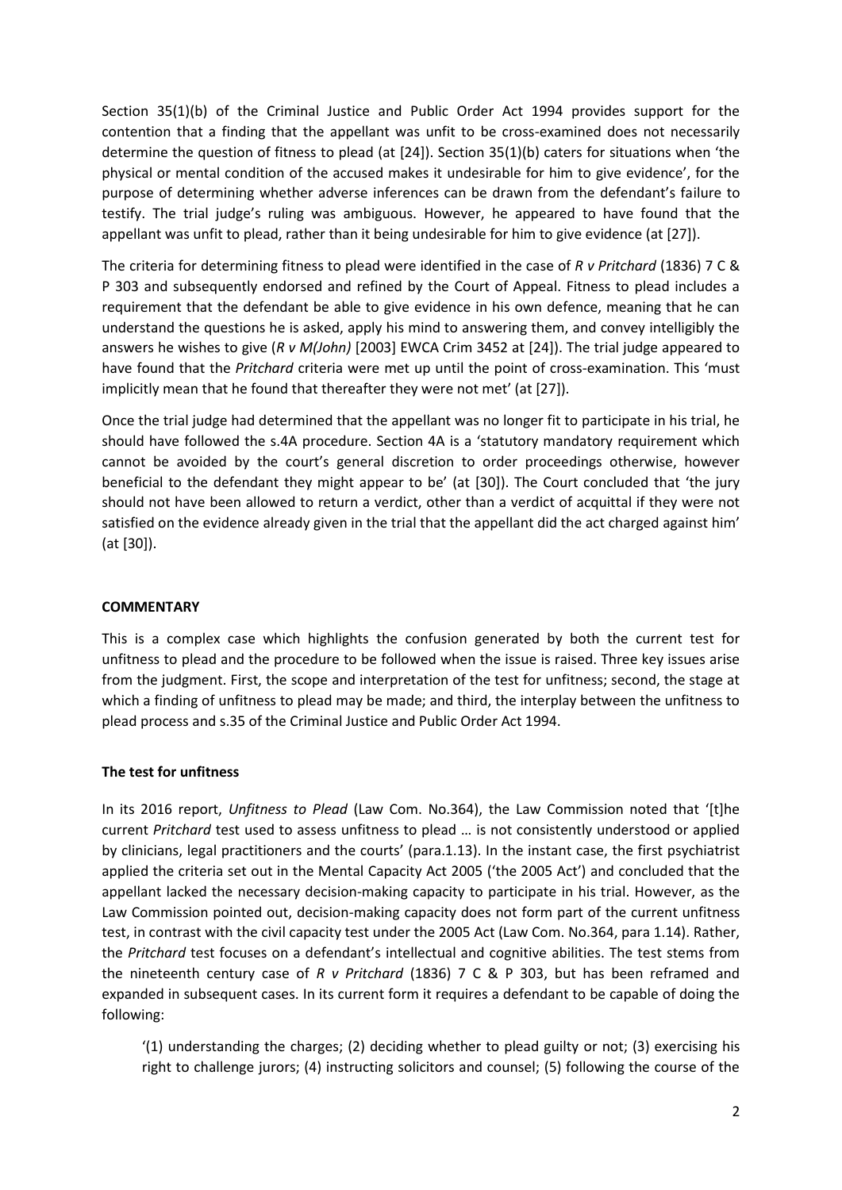Section 35(1)(b) of the Criminal Justice and Public Order Act 1994 provides support for the contention that a finding that the appellant was unfit to be cross-examined does not necessarily determine the question of fitness to plead (at [24]). Section 35(1)(b) caters for situations when 'the physical or mental condition of the accused makes it undesirable for him to give evidence', for the purpose of determining whether adverse inferences can be drawn from the defendant's failure to testify. The trial judge's ruling was ambiguous. However, he appeared to have found that the appellant was unfit to plead, rather than it being undesirable for him to give evidence (at [27]).

The criteria for determining fitness to plead were identified in the case of *R v Pritchard* (1836) 7 C & P 303 and subsequently endorsed and refined by the Court of Appeal. Fitness to plead includes a requirement that the defendant be able to give evidence in his own defence, meaning that he can understand the questions he is asked, apply his mind to answering them, and convey intelligibly the answers he wishes to give (*R v M(John)* [2003] EWCA Crim 3452 at [24]). The trial judge appeared to have found that the *Pritchard* criteria were met up until the point of cross-examination. This 'must implicitly mean that he found that thereafter they were not met' (at [27]).

Once the trial judge had determined that the appellant was no longer fit to participate in his trial, he should have followed the s.4A procedure. Section 4A is a 'statutory mandatory requirement which cannot be avoided by the court's general discretion to order proceedings otherwise, however beneficial to the defendant they might appear to be' (at [30]). The Court concluded that 'the jury should not have been allowed to return a verdict, other than a verdict of acquittal if they were not satisfied on the evidence already given in the trial that the appellant did the act charged against him' (at [30]).

## COMMENTARY

This is a complex case which highlights the confusion generated by both the current test for unfitness to plead and the procedure to be followed when the issue is raised. Three key issues arise from the judgment. First, the scope and interpretation of the test for unfitness; second, the stage at which a finding of unfitness to plead may be made; and third, the interplay between the unfitness to plead process and s.35 of the Criminal Justice and Public Order Act 1994.

### The test for unfitness

In its 2016 report, *Unfitness to Plead* (Law Com. No.364), the Law Commission noted that '[t]he current *Pritchard* test used to assess unfitness to plead … is not consistently understood or applied by clinicians, legal practitioners and the courts' (para.1.13). In the instant case, the first psychiatrist applied the criteria set out in the Mental Capacity Act 2005 ('the 2005 Act') and concluded that the appellant lacked the necessary decision-making capacity to participate in his trial. However, as the Law Commission pointed out, decision-making capacity does not form part of the current unfitness test, in contrast with the civil capacity test under the 2005 Act (Law Com. No.364, para 1.14). Rather, the *Pritchard* test focuses on a defendant's intellectual and cognitive abilities. The test stems from the nineteenth century case of *R v Pritchard* (1836) 7 C & P 303, but has been reframed and expanded in subsequent cases. In its current form it requires a defendant to be capable of doing the following:

> '(1) understanding the charges; (2) deciding whether to plead guilty or not; (3) exercising his right to challenge jurors; (4) instructing solicitors and counsel; (5) following the course of the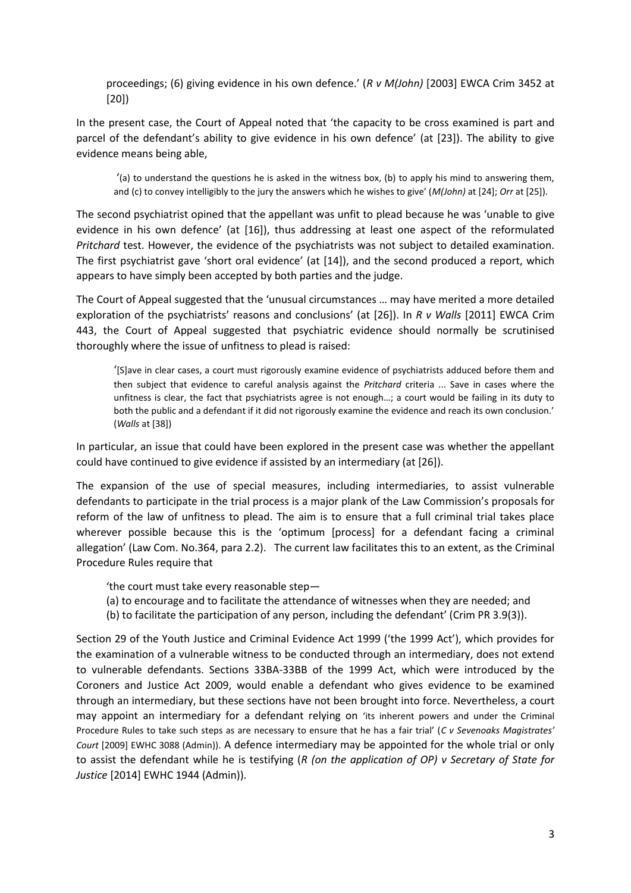proceedings; (6) giving evidence in his own defence.' (*R v M(John)* [2003] EWCA Crim 3452 at [20])

In the present case, the Court of Appeal noted that 'the capacity to be cross examined is part and parcel of the defendant's ability to give evidence in his own defence' (at [23]). The ability to give evidence means being able,

> '(a) to understand the questions he is asked in the witness box, (b) to apply his mind to answering them, and (c) to convey intelligibly to the jury the answers which he wishes to give' (*M(John)* at [24]; *Orr* at [25]).

The second psychiatrist opined that the appellant was unfit to plead because he was 'unable to give evidence in his own defence' (at [16]), thus addressing at least one aspect of the reformulated *Pritchard* test. However, the evidence of the psychiatrists was not subject to detailed examination. The first psychiatrist gave 'short oral evidence' (at [14]), and the second produced a report, which appears to have simply been accepted by both parties and the judge.

The Court of Appeal suggested that the 'unusual circumstances … may have merited a more detailed exploration of the psychiatrists' reasons and conclusions' (at [26]). In *R v Walls* [2011] EWCA Crim 443, the Court of Appeal suggested that psychiatric evidence should normally be scrutinised thoroughly where the issue of unfitness to plead is raised:

> '[S]ave in clear cases, a court must rigorously examine evidence of psychiatrists adduced before them and then subject that evidence to careful analysis against the *Pritchard* criteria ... Save in cases where the unfitness is clear, the fact that psychiatrists agree is not enough…; a court would be failing in its duty to both the public and a defendant if it did not rigorously examine the evidence and reach its own conclusion.' (*Walls* at [38])

In particular, an issue that could have been explored in the present case was whether the appellant could have continued to give evidence if assisted by an intermediary (at [26]).

The expansion of the use of special measures, including intermediaries, to assist vulnerable defendants to participate in the trial process is a major plank of the Law Commission's proposals for reform of the law of unfitness to plead. The aim is to ensure that a full criminal trial takes place wherever possible because this is the 'optimum [process] for a defendant facing a criminal allegation' (Law Com. No.364, para 2.2). The current law facilitates this to an extent, as the Criminal Procedure Rules require that

> 'the court must take every reasonable step—
> (a) to encourage and to facilitate the attendance of witnesses when they are needed; and
> (b) to facilitate the participation of any person, including the defendant' (Crim PR 3.9(3)).

Section 29 of the Youth Justice and Criminal Evidence Act 1999 ('the 1999 Act'), which provides for the examination of a vulnerable witness to be conducted through an intermediary, does not extend to vulnerable defendants. Sections 33BA-33BB of the 1999 Act, which were introduced by the Coroners and Justice Act 2009, would enable a defendant who gives evidence to be examined through an intermediary, but these sections have not been brought into force. Nevertheless, a court may appoint an intermediary for a defendant relying on 'its inherent powers and under the Criminal Procedure Rules to take such steps as are necessary to ensure that he has a fair trial' (*C v Sevenoaks Magistrates' Court* [2009] EWHC 3088 (Admin)). A defence intermediary may be appointed for the whole trial or only to assist the defendant while he is testifying (*R (on the application of OP) v Secretary of State for Justice* [2014] EWHC 1944 (Admin)).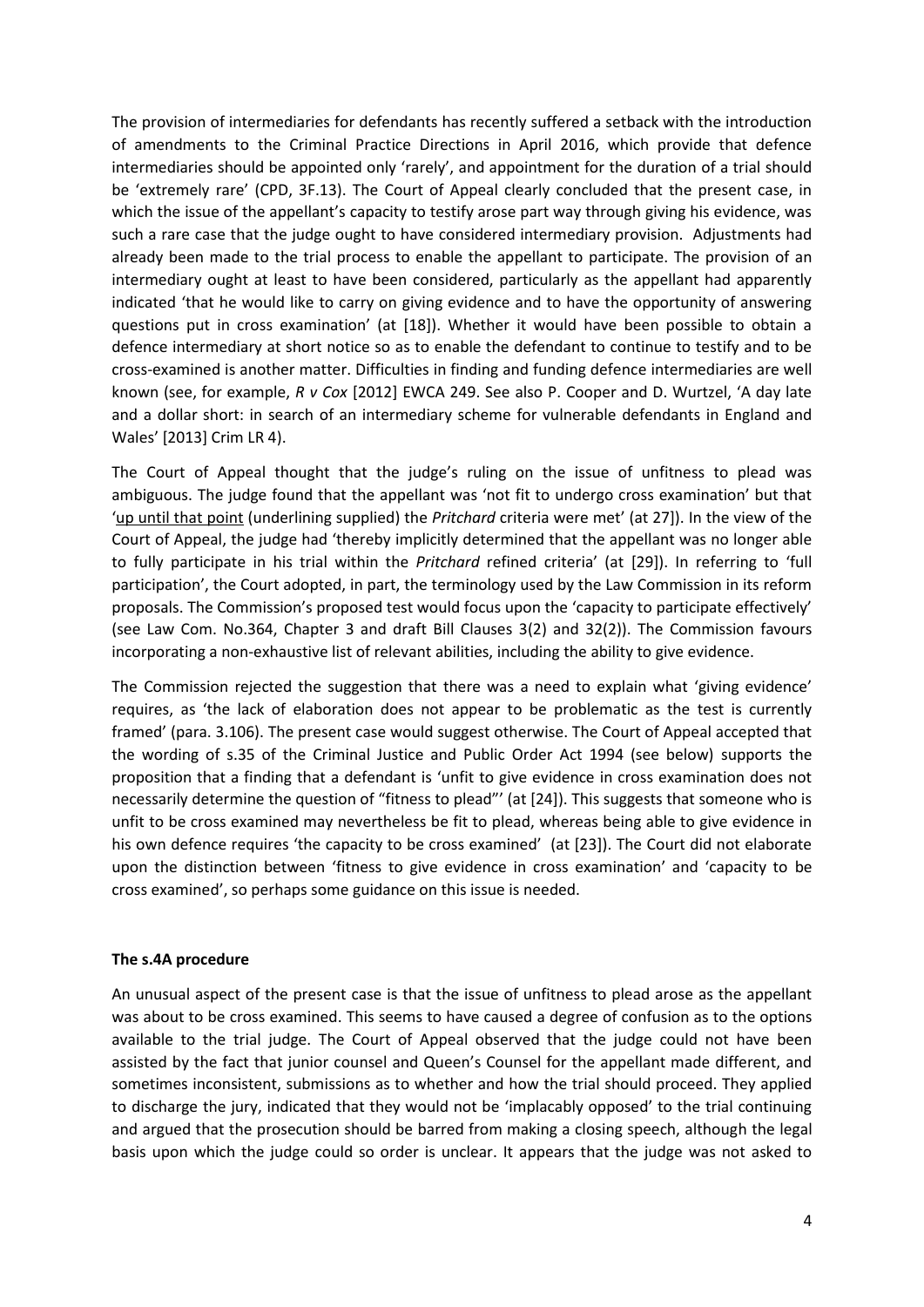The provision of intermediaries for defendants has recently suffered a setback with the introduction of amendments to the Criminal Practice Directions in April 2016, which provide that defence intermediaries should be appointed only 'rarely', and appointment for the duration of a trial should be 'extremely rare' (CPD, 3F.13). The Court of Appeal clearly concluded that the present case, in which the issue of the appellant's capacity to testify arose part way through giving his evidence, was such a rare case that the judge ought to have considered intermediary provision. Adjustments had already been made to the trial process to enable the appellant to participate. The provision of an intermediary ought at least to have been considered, particularly as the appellant had apparently indicated 'that he would like to carry on giving evidence and to have the opportunity of answering questions put in cross examination' (at [18]). Whether it would have been possible to obtain a defence intermediary at short notice so as to enable the defendant to continue to testify and to be cross-examined is another matter. Difficulties in finding and funding defence intermediaries are well known (see, for example, *R v Cox* [2012] EWCA 249. See also P. Cooper and D. Wurtzel, 'A day late and a dollar short: in search of an intermediary scheme for vulnerable defendants in England and Wales' [2013] Crim LR 4).

The Court of Appeal thought that the judge's ruling on the issue of unfitness to plead was ambiguous. The judge found that the appellant was 'not fit to undergo cross examination' but that '<u>up until that point</u> (underlining supplied) the *Pritchard* criteria were met' (at 27]). In the view of the Court of Appeal, the judge had 'thereby implicitly determined that the appellant was no longer able to fully participate in his trial within the *Pritchard* refined criteria' (at [29]). In referring to 'full participation', the Court adopted, in part, the terminology used by the Law Commission in its reform proposals. The Commission's proposed test would focus upon the 'capacity to participate effectively' (see Law Com. No.364, Chapter 3 and draft Bill Clauses 3(2) and 32(2)). The Commission favours incorporating a non-exhaustive list of relevant abilities, including the ability to give evidence.

The Commission rejected the suggestion that there was a need to explain what 'giving evidence' requires, as 'the lack of elaboration does not appear to be problematic as the test is currently framed' (para. 3.106). The present case would suggest otherwise. The Court of Appeal accepted that the wording of s.35 of the Criminal Justice and Public Order Act 1994 (see below) supports the proposition that a finding that a defendant is 'unfit to give evidence in cross examination does not necessarily determine the question of "fitness to plead"' (at [24]). This suggests that someone who is unfit to be cross examined may nevertheless be fit to plead, whereas being able to give evidence in his own defence requires 'the capacity to be cross examined' (at [23]). The Court did not elaborate upon the distinction between 'fitness to give evidence in cross examination' and 'capacity to be cross examined', so perhaps some guidance on this issue is needed.

**The s.4A procedure**

An unusual aspect of the present case is that the issue of unfitness to plead arose as the appellant was about to be cross examined. This seems to have caused a degree of confusion as to the options available to the trial judge. The Court of Appeal observed that the judge could not have been assisted by the fact that junior counsel and Queen's Counsel for the appellant made different, and sometimes inconsistent, submissions as to whether and how the trial should proceed. They applied to discharge the jury, indicated that they would not be 'implacably opposed' to the trial continuing and argued that the prosecution should be barred from making a closing speech, although the legal basis upon which the judge could so order is unclear. It appears that the judge was not asked to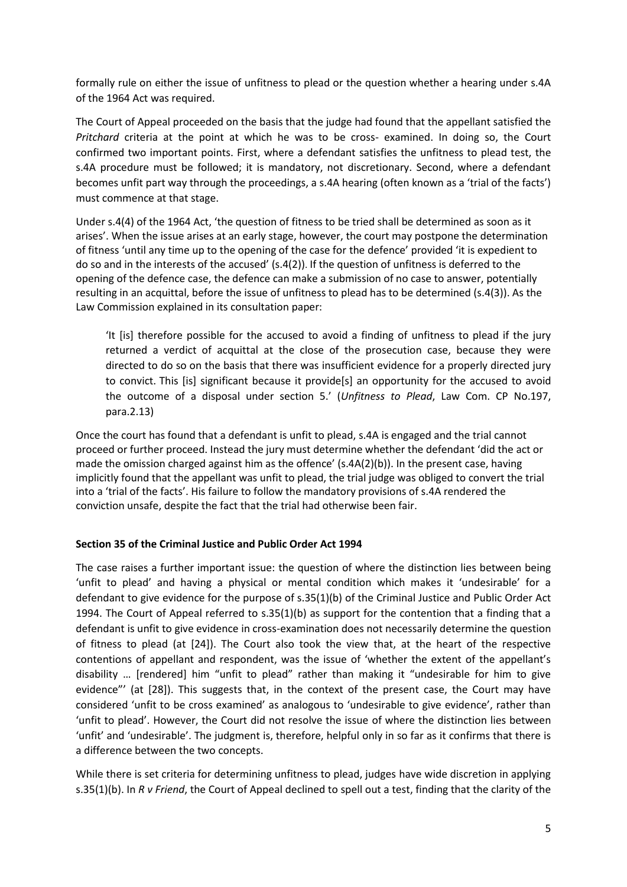formally rule on either the issue of unfitness to plead or the question whether a hearing under s.4A of the 1964 Act was required.

The Court of Appeal proceeded on the basis that the judge had found that the appellant satisfied the *Pritchard* criteria at the point at which he was to be cross- examined. In doing so, the Court confirmed two important points. First, where a defendant satisfies the unfitness to plead test, the s.4A procedure must be followed; it is mandatory, not discretionary. Second, where a defendant becomes unfit part way through the proceedings, a s.4A hearing (often known as a 'trial of the facts') must commence at that stage.

Under s.4(4) of the 1964 Act, 'the question of fitness to be tried shall be determined as soon as it arises'. When the issue arises at an early stage, however, the court may postpone the determination of fitness 'until any time up to the opening of the case for the defence' provided 'it is expedient to do so and in the interests of the accused' (s.4(2)). If the question of unfitness is deferred to the opening of the defence case, the defence can make a submission of no case to answer, potentially resulting in an acquittal, before the issue of unfitness to plead has to be determined (s.4(3)). As the Law Commission explained in its consultation paper:

> 'It [is] therefore possible for the accused to avoid a finding of unfitness to plead if the jury returned a verdict of acquittal at the close of the prosecution case, because they were directed to do so on the basis that there was insufficient evidence for a properly directed jury to convict. This [is] significant because it provide[s] an opportunity for the accused to avoid the outcome of a disposal under section 5.' (*Unfitness to Plead*, Law Com. CP No.197, para.2.13)

Once the court has found that a defendant is unfit to plead, s.4A is engaged and the trial cannot proceed or further proceed. Instead the jury must determine whether the defendant 'did the act or made the omission charged against him as the offence' (s.4A(2)(b)). In the present case, having implicitly found that the appellant was unfit to plead, the trial judge was obliged to convert the trial into a 'trial of the facts'. His failure to follow the mandatory provisions of s.4A rendered the conviction unsafe, despite the fact that the trial had otherwise been fair.

**Section 35 of the Criminal Justice and Public Order Act 1994**

The case raises a further important issue: the question of where the distinction lies between being 'unfit to plead' and having a physical or mental condition which makes it 'undesirable' for a defendant to give evidence for the purpose of s.35(1)(b) of the Criminal Justice and Public Order Act 1994. The Court of Appeal referred to s.35(1)(b) as support for the contention that a finding that a defendant is unfit to give evidence in cross-examination does not necessarily determine the question of fitness to plead (at [24]). The Court also took the view that, at the heart of the respective contentions of appellant and respondent, was the issue of 'whether the extent of the appellant's disability … [rendered] him "unfit to plead" rather than making it "undesirable for him to give evidence"' (at [28]). This suggests that, in the context of the present case, the Court may have considered 'unfit to be cross examined' as analogous to 'undesirable to give evidence', rather than 'unfit to plead'. However, the Court did not resolve the issue of where the distinction lies between 'unfit' and 'undesirable'. The judgment is, therefore, helpful only in so far as it confirms that there is a difference between the two concepts.

While there is set criteria for determining unfitness to plead, judges have wide discretion in applying s.35(1)(b). In *R v Friend*, the Court of Appeal declined to spell out a test, finding that the clarity of the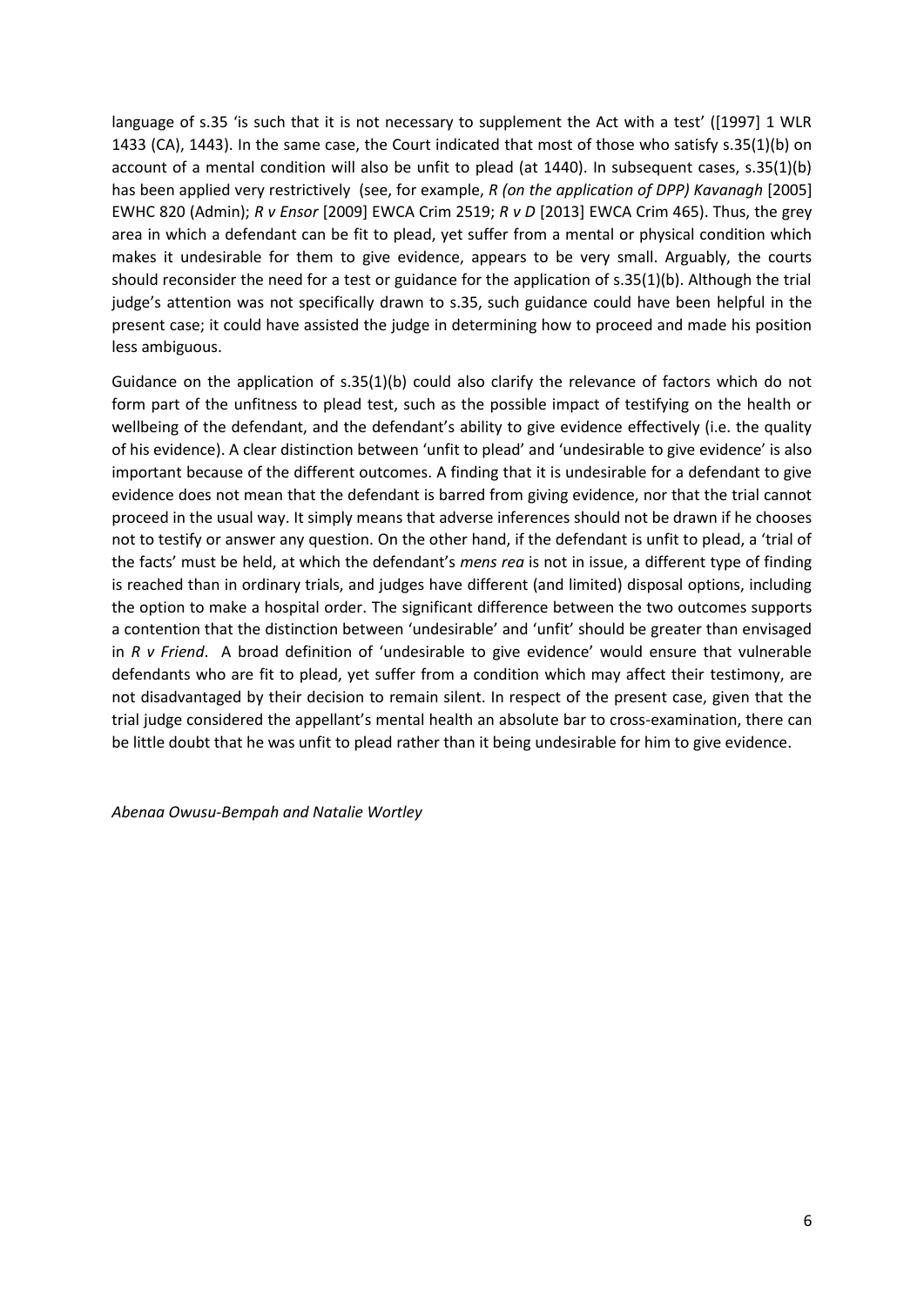language of s.35 'is such that it is not necessary to supplement the Act with a test' ([1997] 1 WLR 1433 (CA), 1443). In the same case, the Court indicated that most of those who satisfy s.35(1)(b) on account of a mental condition will also be unfit to plead (at 1440). In subsequent cases, s.35(1)(b) has been applied very restrictively (see, for example, *R (on the application of DPP) Kavanagh* [2005] EWHC 820 (Admin); *R v Ensor* [2009] EWCA Crim 2519; *R v D* [2013] EWCA Crim 465). Thus, the grey area in which a defendant can be fit to plead, yet suffer from a mental or physical condition which makes it undesirable for them to give evidence, appears to be very small. Arguably, the courts should reconsider the need for a test or guidance for the application of s.35(1)(b). Although the trial judge's attention was not specifically drawn to s.35, such guidance could have been helpful in the present case; it could have assisted the judge in determining how to proceed and made his position less ambiguous.

Guidance on the application of s.35(1)(b) could also clarify the relevance of factors which do not form part of the unfitness to plead test, such as the possible impact of testifying on the health or wellbeing of the defendant, and the defendant's ability to give evidence effectively (i.e. the quality of his evidence). A clear distinction between 'unfit to plead' and 'undesirable to give evidence' is also important because of the different outcomes. A finding that it is undesirable for a defendant to give evidence does not mean that the defendant is barred from giving evidence, nor that the trial cannot proceed in the usual way. It simply means that adverse inferences should not be drawn if he chooses not to testify or answer any question. On the other hand, if the defendant is unfit to plead, a 'trial of the facts' must be held, at which the defendant's *mens rea* is not in issue, a different type of finding is reached than in ordinary trials, and judges have different (and limited) disposal options, including the option to make a hospital order. The significant difference between the two outcomes supports a contention that the distinction between 'undesirable' and 'unfit' should be greater than envisaged in *R v Friend*. A broad definition of 'undesirable to give evidence' would ensure that vulnerable defendants who are fit to plead, yet suffer from a condition which may affect their testimony, are not disadvantaged by their decision to remain silent. In respect of the present case, given that the trial judge considered the appellant's mental health an absolute bar to cross-examination, there can be little doubt that he was unfit to plead rather than it being undesirable for him to give evidence.

*Abenaa Owusu-Bempah and Natalie Wortley*